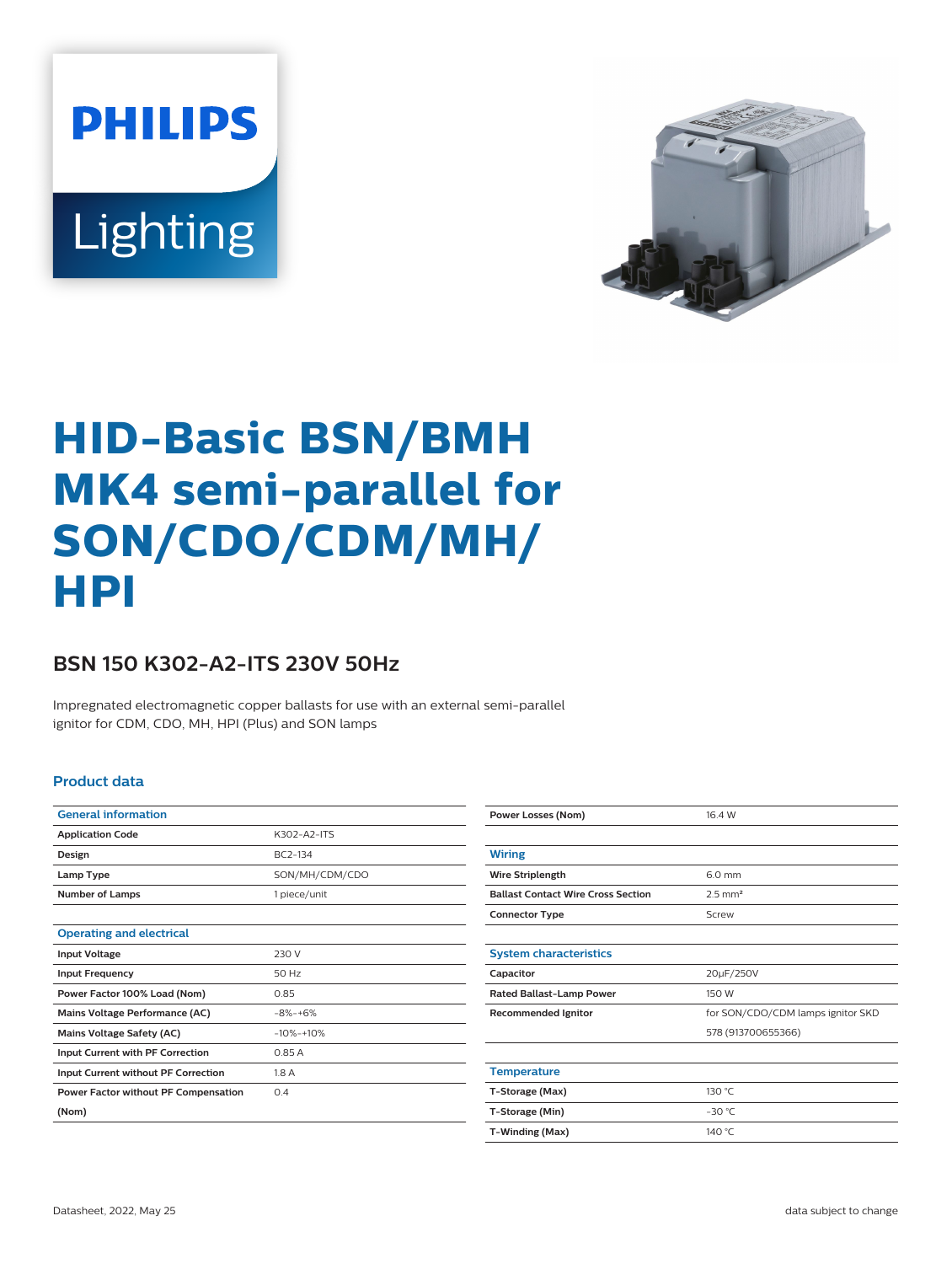# HID-Basic BSN/BMH MK4 semi-parallel for SON/CDO/CDM/MH/HPI

## BSN 150 K302-A2-ITS 230V 50Hz

Impregnated electromagnetic copper ballasts for use with an external semi-parallel ignitor for CDM, CDO, MH, HPI (Plus) and SON lamps

### Product data

| General information | |
|---|---|
| Application Code | K302-A2-ITS |
| Design | BC2-134 |
| Lamp Type | SON/MH/CDM/CDO |
| Number of Lamps | 1 piece/unit |

| Operating and electrical | |
|---|---|
| Input Voltage | 230 V |
| Input Frequency | 50 Hz |
| Power Factor 100% Load (Nom) | 0.85 |
| Mains Voltage Performance (AC) | -8%-+6% |
| Mains Voltage Safety (AC) | -10%-+10% |
| Input Current with PF Correction | 0.85 A |
| Input Current without PF Correction | 1.8 A |
| Power Factor without PF Compensation (Nom) | 0.4 |
| Power Losses (Nom) | 16.4 W |

| Wiring | |
|---|---|
| Wire Striplength | 6.0 mm |
| Ballast Contact Wire Cross Section | 2.5 mm² |
| Connector Type | Screw |

| System characteristics | |
|---|---|
| Capacitor | 20μF/250V |
| Rated Ballast-Lamp Power | 150 W |
| Recommended Ignitor | for SON/CDO/CDM lamps ignitor SKD 578 (913700655366) |

| Temperature | |
|---|---|
| T-Storage (Max) | 130 °C |
| T-Storage (Min) | -30 °C |
| T-Winding (Max) | 140 °C |

Datasheet, 2022, May 25

data subject to change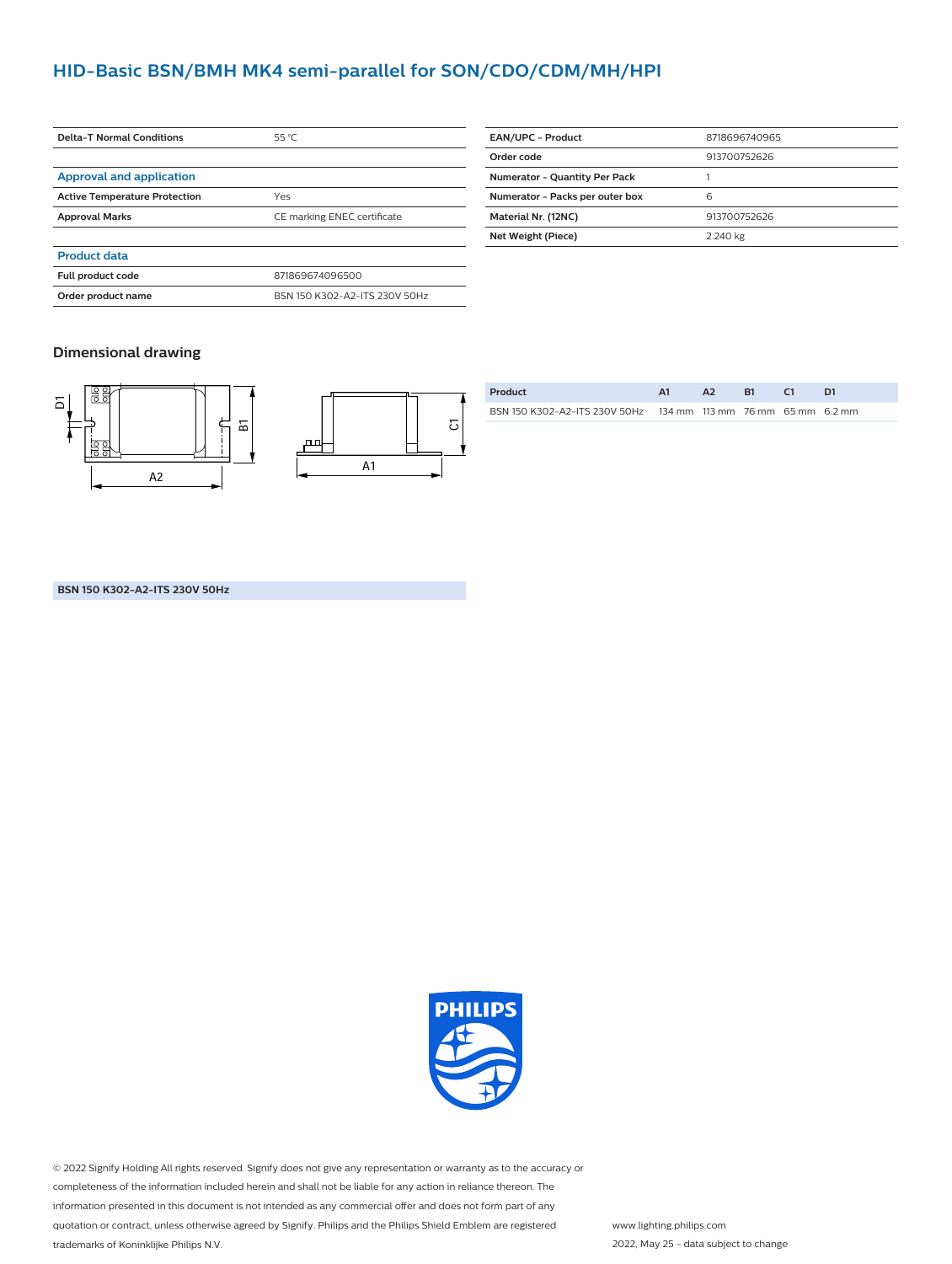# HID-Basic BSN/BMH MK4 semi-parallel for SON/CDO/CDM/MH/HPI

| | |
|---|---|
| **Delta-T Normal Conditions** | 55 °C |

## Approval and application

| | |
|---|---|
| **Active Temperature Protection** | Yes |
| **Approval Marks** | CE marking ENEC certificate |

## Product data

| | |
|---|---|
| **Full product code** | 871869674096500 |
| **Order product name** | BSN 150 K302-A2-ITS 230V 50Hz |
| **EAN/UPC - Product** | 8718696740965 |
| **Order code** | 913700752626 |
| **Numerator - Quantity Per Pack** | 1 |
| **Numerator - Packs per outer box** | 6 |
| **Material Nr. (12NC)** | 913700752626 |
| **Net Weight (Piece)** | 2.240 kg |

## Dimensional drawing

D1
B1
A2
C1
A1

| Product | A1 | A2 | B1 | C1 | D1 |
|---|---|---|---|---|---|
| BSN 150 K302-A2-ITS 230V 50Hz | 134 mm | 113 mm | 76 mm | 65 mm | 6.2 mm |

**BSN 150 K302-A2-ITS 230V 50Hz**

© 2022 Signify Holding All rights reserved. Signify does not give any representation or warranty as to the accuracy or completeness of the information included herein and shall not be liable for any action in reliance thereon. The information presented in this document is not intended as any commercial offer and does not form part of any quotation or contract, unless otherwise agreed by Signify. Philips and the Philips Shield Emblem are registered trademarks of Koninklijke Philips N.V.

www.lighting.philips.com

2022, May 25 - data subject to change